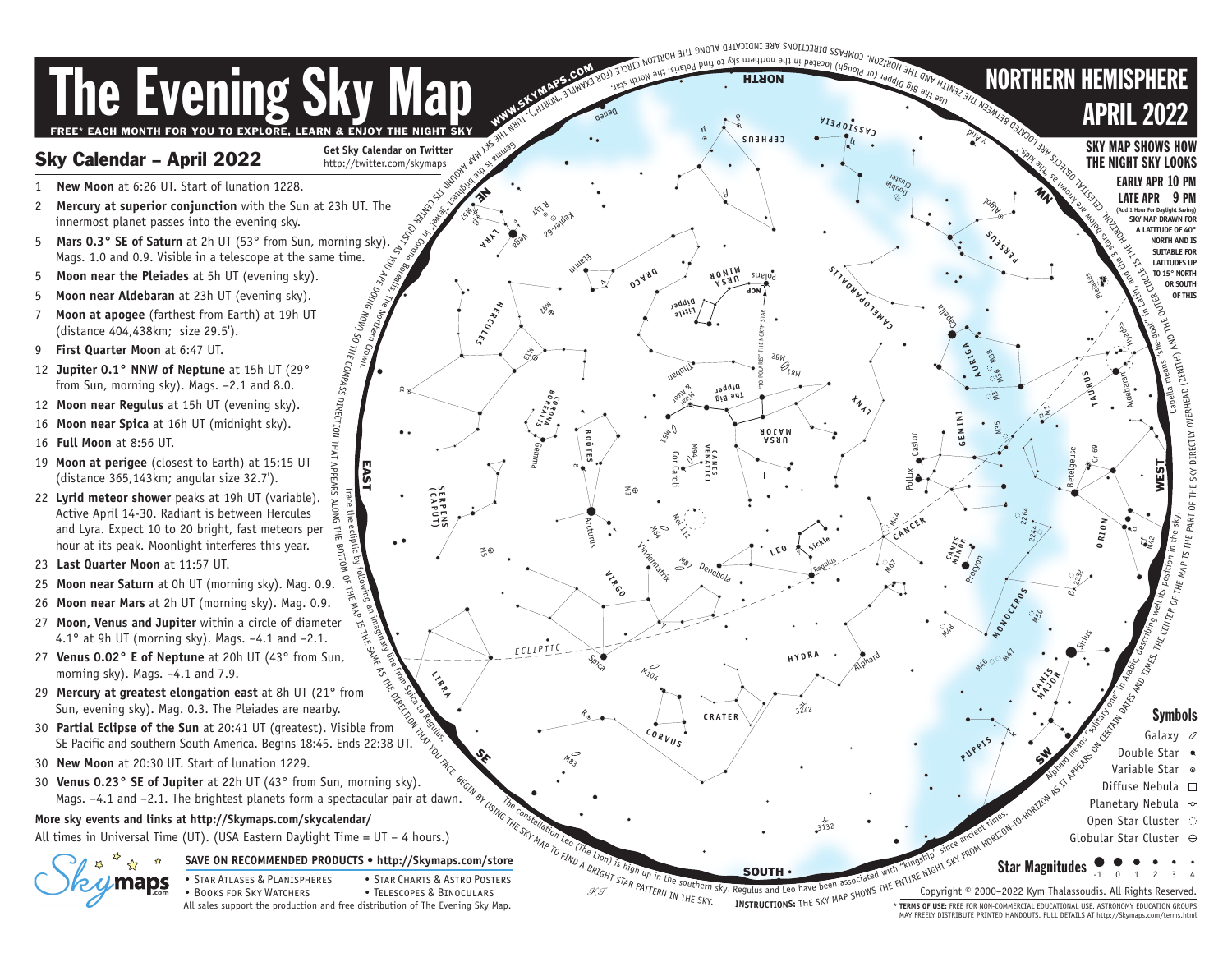# The Evening Sky Map

FREE* EACH MONTH FOR YOU TO EXPLORE, LEARN & ENJOY THE NIGHT SKY

## NORTHERN HEMISPHERE APRIL 2022

## Sky Calendar – April 2022

Get Sky Calendar on Twitter http://twitter.com/skymaps

1 **New Moon** at 6:26 UT. Start of lunation 1228.

2 **Mercury at superior conjunction** with the Sun at 23h UT. The innermost planet passes into the evening sky.

5 **Mars 0.3° SE of Saturn** at 2h UT (53° from Sun, morning sky). Mags. 1.0 and 0.9. Visible in a telescope at the same time.

5 **Moon near the Pleiades** at 5h UT (evening sky).

5 **Moon near Aldebaran** at 23h UT (evening sky).

7 **Moon at apogee** (farthest from Earth) at 19h UT (distance 404,438km; size 29.5').

9 **First Quarter Moon** at 6:47 UT.

12 **Jupiter 0.1° NNW of Neptune** at 15h UT (29° from Sun, morning sky). Mags. –2.1 and 8.0.

12 **Moon near Regulus** at 15h UT (evening sky).

16 **Moon near Spica** at 16h UT (midnight sky).

16 **Full Moon** at 8:56 UT.

19 **Moon at perigee** (closest to Earth) at 15:15 UT (distance 365,143km; angular size 32.7').

22 **Lyrid meteor shower** peaks at 19h UT (variable). Active April 14-30. Radiant is between Hercules and Lyra. Expect 10 to 20 bright, fast meteors per hour at its peak. Moonlight interferes this year.

23 **Last Quarter Moon** at 11:57 UT.

25 **Moon near Saturn** at 0h UT (morning sky). Mag. 0.9.

26 **Moon near Mars** at 2h UT (morning sky). Mag. 0.9.

27 **Moon, Venus and Jupiter** within a circle of diameter 4.1° at 9h UT (morning sky). Mags. –4.1 and –2.1.

27 **Venus 0.02° E of Neptune** at 20h UT (43° from Sun, morning sky). Mags. –4.1 and 7.9.

29 **Mercury at greatest elongation east** at 8h UT (21° from Sun, evening sky). Mag. 0.3. The Pleiades are nearby.

30 **Partial Eclipse of the Sun** at 20:41 UT (greatest). Visible from SE Pacific and southern South America. Begins 18:45. Ends 22:38 UT.

30 **New Moon** at 20:30 UT. Start of lunation 1229.

30 **Venus 0.23° SE of Jupiter** at 22h UT (43° from Sun, morning sky). Mags. –4.1 and –2.1. The brightest planets form a spectacular pair at dawn.

**More sky events and links at http://Skymaps.com/skycalendar/**

All times in Universal Time (UT). (USA Eastern Daylight Time = UT – 4 hours.)

**SAVE ON RECOMMENDED PRODUCTS • http://Skymaps.com/store**

- Star Atlases & Planispheres
- Books for Sky Watchers
- Star Charts & Astro Posters
- Telescopes & Binoculars

All sales support the production and free distribution of The Evening Sky Map.

**SKY MAP SHOWS HOW THE NIGHT SKY LOOKS**

EARLY APR 10 PM
LATE APR 9 PM
(Add 1 Hour For Daylight Saving)
SKY MAP DRAWN FOR A LATITUDE OF 40° NORTH AND IS SUITABLE FOR LATITUDES UP TO 15° NORTH OR SOUTH OF THIS

WWW.SKYMAPS.COM TURN THE SKY MAP AROUND ITS CENTER (JUST AS YOU ARE DOING NOW) SO THE COMPASS DIRECTION THAT APPEARS ALONG THE BOTTOM OF THE MAP IS THE SAME AS THE DIRECTION THAT YOU FACE. BEGIN BY USING THE SKY MAP TO FIND A BRIGHT STAR PATTERN IN THE SKY. INSTRUCTIONS: THE SKY MAP SHOWS THE ENTIRE NIGHT SKY FROM HORIZON-TO-HORIZON AS IT APPEARS ON CERTAIN DATES AND TIMES. THE CENTER OF THE MAP IS THE PART OF THE SKY DIRECTLY OVERHEAD (ZENITH) AND THE OUTER CIRCLE IS THE HORIZON. CELESTIAL OBJECTS ARE LOCATED BETWEEN THE ZENITH AND THE HORIZON. COMPASS DIRECTIONS ARE INDICATED ALONG THE HORIZON CIRCLE (FOR EXAMPLE "NORTH").

Use the Big Dipper (or Plough) located in the northern sky to find Polaris, the North Star.

Gemma is the brightest "jewel" in Corona Borealis, The Northern Crown.

Trace the ecliptic by following an imaginary line from Spica to Regulus.

The constellation Leo (The Lion) is high up in the southern sky. Regulus and Leo have been associated with "kingship" since ancient times.

Alphard means "solitary one" in Arabic, describing well its position in the sky.

Capella means "she-goat" in Latin and the 3 stars below are known as "the kids".

### Symbols

- Galaxy
- Double Star
- Variable Star
- Diffuse Nebula
- Planetary Nebula
- Open Star Cluster
- Globular Star Cluster

Star Magnitudes -1 0 1 2 3 4

Copyright © 2000–2022 Kym Thalassoudis. All Rights Reserved.

* **TERMS OF USE:** FREE FOR NON-COMMERCIAL EDUCATIONAL USE. ASTRONOMY EDUCATION GROUPS MAY FREELY DISTRIBUTE PRINTED HANDOUTS. FULL DETAILS AT http://Skymaps.com/terms.html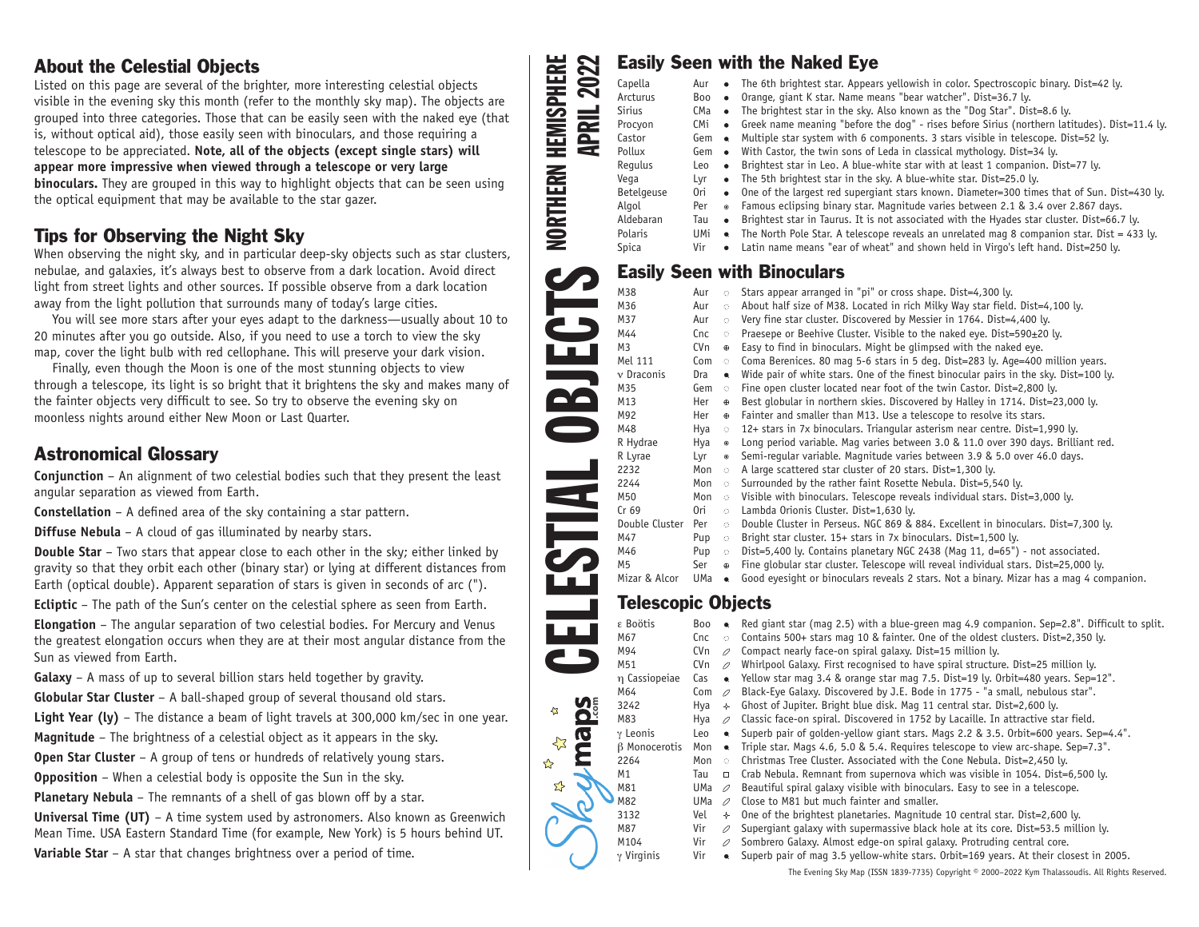## About the Celestial Objects

Listed on this page are several of the brighter, more interesting celestial objects visible in the evening sky this month (refer to the monthly sky map). The objects are grouped into three categories. Those that can be easily seen with the naked eye (that is, without optical aid), those easily seen with binoculars, and those requiring a telescope to be appreciated. **Note, all of the objects (except single stars) will appear more impressive when viewed through a telescope or very large binoculars.** They are grouped in this way to highlight objects that can be seen using the optical equipment that may be available to the star gazer.

## Tips for Observing the Night Sky

When observing the night sky, and in particular deep-sky objects such as star clusters, nebulae, and galaxies, it's always best to observe from a dark location. Avoid direct light from street lights and other sources. If possible observe from a dark location away from the light pollution that surrounds many of today's large cities.

You will see more stars after your eyes adapt to the darkness—usually about 10 to 20 minutes after you go outside. Also, if you need to use a torch to view the sky map, cover the light bulb with red cellophane. This will preserve your dark vision.

Finally, even though the Moon is one of the most stunning objects to view through a telescope, its light is so bright that it brightens the sky and makes many of the fainter objects very difficult to see. So try to observe the evening sky on moonless nights around either New Moon or Last Quarter.

## Astronomical Glossary

**Conjunction** – An alignment of two celestial bodies such that they present the least angular separation as viewed from Earth.

**Constellation** – A defined area of the sky containing a star pattern.

**Diffuse Nebula** – A cloud of gas illuminated by nearby stars.

**Double Star** – Two stars that appear close to each other in the sky; either linked by gravity so that they orbit each other (binary star) or lying at different distances from Earth (optical double). Apparent separation of stars is given in seconds of arc (").

**Ecliptic** – The path of the Sun's center on the celestial sphere as seen from Earth.

**Elongation** – The angular separation of two celestial bodies. For Mercury and Venus the greatest elongation occurs when they are at their most angular distance from the Sun as viewed from Earth.

**Galaxy** – A mass of up to several billion stars held together by gravity.

**Globular Star Cluster** – A ball-shaped group of several thousand old stars.

**Light Year (ly)** – The distance a beam of light travels at 300,000 km/sec in one year.

**Magnitude** – The brightness of a celestial object as it appears in the sky.

**Open Star Cluster** – A group of tens or hundreds of relatively young stars.

**Opposition** – When a celestial body is opposite the Sun in the sky.

**Planetary Nebula** – The remnants of a shell of gas blown off by a star.

**Universal Time (UT)** – A time system used by astronomers. Also known as Greenwich Mean Time. USA Eastern Standard Time (for example, New York) is 5 hours behind UT.

**Variable Star** – A star that changes brightness over a period of time.

# CELESTIAL OBJECTS NORTHERN HEMISPHERE APRIL 2022

## Easily Seen with the Naked Eye

| | | |
|---|---|---|
| Capella | Aur | The 6th brightest star. Appears yellowish in color. Spectroscopic binary. Dist=42 ly. |
| Arcturus | Boo | Orange, giant K star. Name means "bear watcher". Dist=36.7 ly. |
| Sirius | CMa | The brightest star in the sky. Also known as the "Dog Star". Dist=8.6 ly. |
| Procyon | CMi | Greek name meaning "before the dog" - rises before Sirius (northern latitudes). Dist=11.4 ly. |
| Castor | Gem | Multiple star system with 6 components. 3 stars visible in telescope. Dist=52 ly. |
| Pollux | Gem | With Castor, the twin sons of Leda in classical mythology. Dist=34 ly. |
| Regulus | Leo | Brightest star in Leo. A blue-white star with at least 1 companion. Dist=77 ly. |
| Vega | Lyr | The 5th brightest star in the sky. A blue-white star. Dist=25.0 ly. |
| Betelgeuse | Ori | One of the largest red supergiant stars known. Diameter=300 times that of Sun. Dist=430 ly. |
| Algol | Per | Famous eclipsing binary star. Magnitude varies between 2.1 & 3.4 over 2.867 days. |
| Aldebaran | Tau | Brightest star in Taurus. It is not associated with the Hyades star cluster. Dist=66.7 ly. |
| Polaris | UMi | The North Pole Star. A telescope reveals an unrelated mag 8 companion star. Dist = 433 ly. |
| Spica | Vir | Latin name means "ear of wheat" and shown held in Virgo's left hand. Dist=250 ly. |

## Easily Seen with Binoculars

| | | |
|---|---|---|
| M38 | Aur | Stars appear arranged in "pi" or cross shape. Dist=4,300 ly. |
| M36 | Aur | About half size of M38. Located in rich Milky Way star field. Dist=4,100 ly. |
| M37 | Aur | Very fine star cluster. Discovered by Messier in 1764. Dist=4,400 ly. |
| M44 | Cnc | Praesepe or Beehive Cluster. Visible to the naked eye. Dist=590±20 ly. |
| M3 | CVn | Easy to find in binoculars. Might be glimpsed with the naked eye. |
| Mel 111 | Com | Coma Berenices. 80 mag 5-6 stars in 5 deg. Dist=283 ly. Age=400 million years. |
| ν Draconis | Dra | Wide pair of white stars. One of the finest binocular pairs in the sky. Dist=100 ly. |
| M35 | Gem | Fine open cluster located near foot of the twin Castor. Dist=2,800 ly. |
| M13 | Her | Best globular in northern skies. Discovered by Halley in 1714. Dist=23,000 ly. |
| M92 | Her | Fainter and smaller than M13. Use a telescope to resolve its stars. |
| M48 | Hya | 12+ stars in 7x binoculars. Triangular asterism near centre. Dist=1,990 ly. |
| R Hydrae | Hya | Long period variable. Mag varies between 3.0 & 11.0 over 390 days. Brilliant red. |
| R Lyrae | Lyr | Semi-regular variable. Magnitude varies between 3.9 & 5.0 over 46.0 days. |
| 2232 | Mon | A large scattered star cluster of 20 stars. Dist=1,300 ly. |
| 2244 | Mon | Surrounded by the rather faint Rosette Nebula. Dist=5,540 ly. |
| M50 | Mon | Visible with binoculars. Telescope reveals individual stars. Dist=3,000 ly. |
| Cr 69 | Ori | Lambda Orionis Cluster. Dist=1,630 ly. |
| Double Cluster | Per | Double Cluster in Perseus. NGC 869 & 884. Excellent in binoculars. Dist=7,300 ly. |
| M47 | Pup | Bright star cluster. 15+ stars in 7x binoculars. Dist=1,500 ly. |
| M46 | Pup | Dist=5,400 ly. Contains planetary NGC 2438 (Mag 11, d=65") - not associated. |
| M5 | Ser | Fine globular star cluster. Telescope will reveal individual stars. Dist=25,000 ly. |
| Mizar & Alcor | UMa | Good eyesight or binoculars reveals 2 stars. Not a binary. Mizar has a mag 4 companion. |

## Telescopic Objects

| | | |
|---|---|---|
| ε Boötis | Boo | Red giant star (mag 2.5) with a blue-green mag 4.9 companion. Sep=2.8". Difficult to split. |
| M67 | Cnc | Contains 500+ stars mag 10 & fainter. One of the oldest clusters. Dist=2,350 ly. |
| M94 | CVn | Compact nearly face-on spiral galaxy. Dist=15 million ly. |
| M51 | CVn | Whirlpool Galaxy. First recognised to have spiral structure. Dist=25 million ly. |
| η Cassiopeiae | Cas | Yellow star mag 3.4 & orange star mag 7.5. Dist=19 ly. Orbit=480 years. Sep=12". |
| M64 | Com | Black-Eye Galaxy. Discovered by J.E. Bode in 1775 - "a small, nebulous star". |
| 3242 | Hya | Ghost of Jupiter. Bright blue disk. Mag 11 central star. Dist=2,600 ly. |
| M83 | Hya | Classic face-on spiral. Discovered in 1752 by Lacaille. In attractive star field. |
| γ Leonis | Leo | Superb pair of golden-yellow giant stars. Mags 2.2 & 3.5. Orbit=600 years. Sep=4.4". |
| β Monocerotis | Mon | Triple star. Mags 4.6, 5.0 & 5.4. Requires telescope to view arc-shape. Sep=7.3". |
| 2264 | Mon | Christmas Tree Cluster. Associated with the Cone Nebula. Dist=2,450 ly. |
| M1 | Tau | Crab Nebula. Remnant from supernova which was visible in 1054. Dist=6,500 ly. |
| M81 | UMa | Beautiful spiral galaxy visible with binoculars. Easy to see in a telescope. |
| M82 | UMa | Close to M81 but much fainter and smaller. |
| 3132 | Vel | One of the brightest planetaries. Magnitude 10 central star. Dist=2,600 ly. |
| M87 | Vir | Supergiant galaxy with supermassive black hole at its core. Dist=53.5 million ly. |
| M104 | Vir | Sombrero Galaxy. Almost edge-on spiral galaxy. Protruding central core. |
| γ Virginis | Vir | Superb pair of mag 3.5 yellow-white stars. Orbit=169 years. At their closest in 2005. |

The Evening Sky Map (ISSN 1839-7735) Copyright © 2000–2022 Kym Thalassoudis. All Rights Reserved.